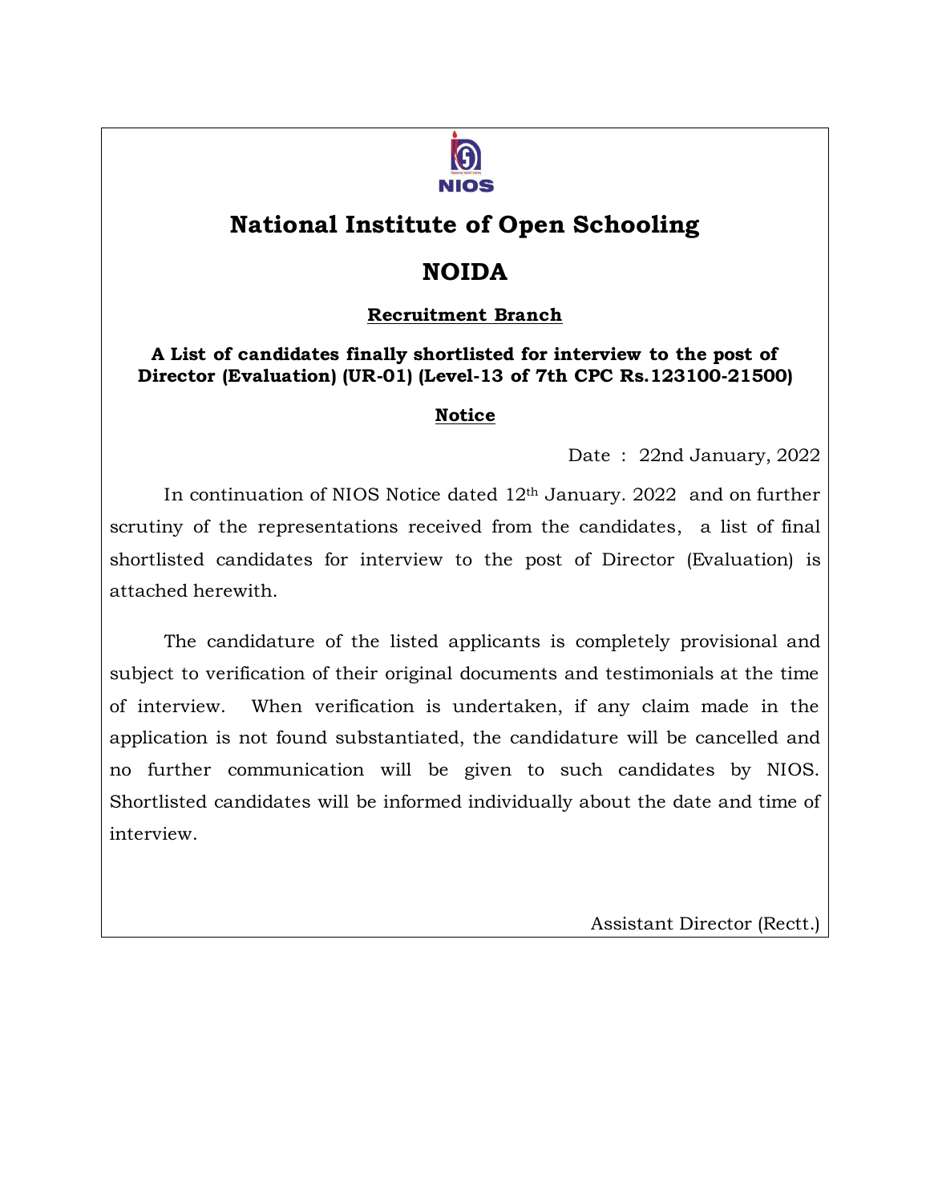# National Institute of Open Schooling

# NOIDA

**Recruitment Branch**

**A List of candidates finally shortlisted for interview to the post of Director (Evaluation) (UR-01) (Level-13 of 7th CPC Rs.123100-21500)**

**Notice**

Date : 22nd January, 2022

In continuation of NIOS Notice dated 12th January. 2022 and on further scrutiny of the representations received from the candidates, a list of final shortlisted candidates for interview to the post of Director (Evaluation) is attached herewith.

The candidature of the listed applicants is completely provisional and subject to verification of their original documents and testimonials at the time of interview. When verification is undertaken, if any claim made in the application is not found substantiated, the candidature will be cancelled and no further communication will be given to such candidates by NIOS. Shortlisted candidates will be informed individually about the date and time of interview.

Assistant Director (Rectt.)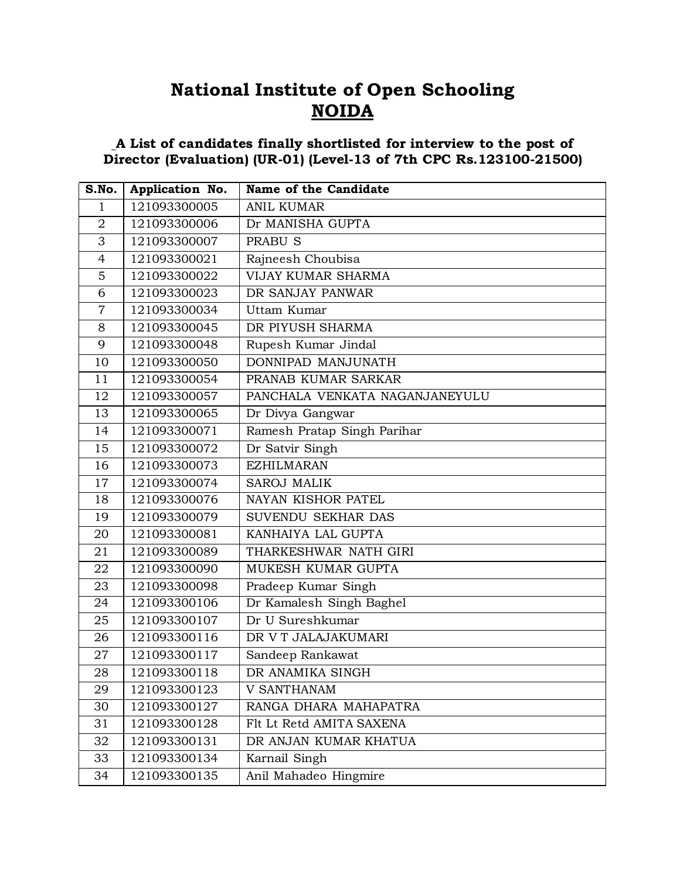# National Institute of Open Schooling
## NOIDA

**A List of candidates finally shortlisted for interview to the post of Director (Evaluation) (UR-01) (Level-13 of 7th CPC Rs.123100-21500)**

| S.No. | Application No. | Name of the Candidate |
|---|---|---|
| 1 | 121093300005 | ANIL KUMAR |
| 2 | 121093300006 | Dr MANISHA GUPTA |
| 3 | 121093300007 | PRABU S |
| 4 | 121093300021 | Rajneesh Choubisa |
| 5 | 121093300022 | VIJAY KUMAR SHARMA |
| 6 | 121093300023 | DR SANJAY PANWAR |
| 7 | 121093300034 | Uttam Kumar |
| 8 | 121093300045 | DR PIYUSH SHARMA |
| 9 | 121093300048 | Rupesh Kumar Jindal |
| 10 | 121093300050 | DONNIPAD MANJUNATH |
| 11 | 121093300054 | PRANAB KUMAR SARKAR |
| 12 | 121093300057 | PANCHALA VENKATA NAGANJANEYULU |
| 13 | 121093300065 | Dr Divya Gangwar |
| 14 | 121093300071 | Ramesh Pratap Singh Parihar |
| 15 | 121093300072 | Dr Satvir Singh |
| 16 | 121093300073 | EZHILMARAN |
| 17 | 121093300074 | SAROJ MALIK |
| 18 | 121093300076 | NAYAN KISHOR PATEL |
| 19 | 121093300079 | SUVENDU SEKHAR DAS |
| 20 | 121093300081 | KANHAIYA LAL GUPTA |
| 21 | 121093300089 | THARKESHWAR NATH GIRI |
| 22 | 121093300090 | MUKESH KUMAR GUPTA |
| 23 | 121093300098 | Pradeep Kumar Singh |
| 24 | 121093300106 | Dr Kamalesh Singh Baghel |
| 25 | 121093300107 | Dr U Sureshkumar |
| 26 | 121093300116 | DR V T JALAJAKUMARI |
| 27 | 121093300117 | Sandeep Rankawat |
| 28 | 121093300118 | DR ANAMIKA SINGH |
| 29 | 121093300123 | V SANTHANAM |
| 30 | 121093300127 | RANGA DHARA MAHAPATRA |
| 31 | 121093300128 | Flt Lt Retd AMITA SAXENA |
| 32 | 121093300131 | DR ANJAN KUMAR KHATUA |
| 33 | 121093300134 | Karnail Singh |
| 34 | 121093300135 | Anil Mahadeo Hingmire |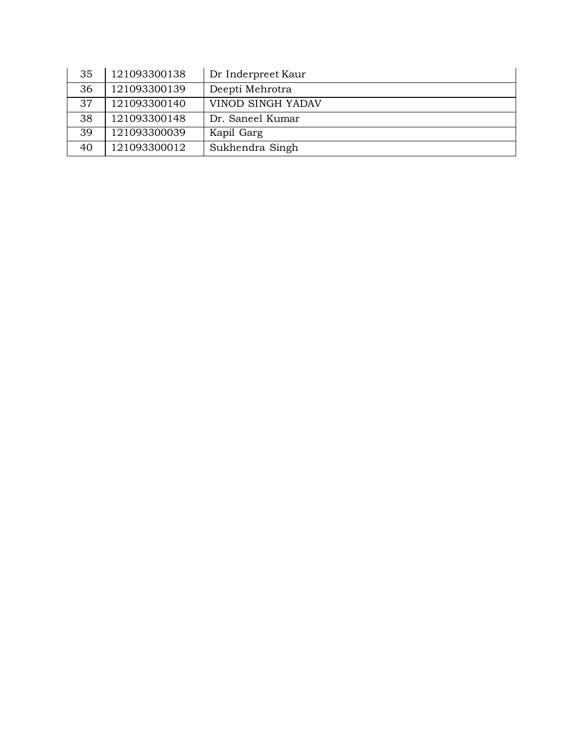| | | |
|---|---|---|
| 35 | 121093300138 | Dr Inderpreet Kaur |
| 36 | 121093300139 | Deepti Mehrotra |
| 37 | 121093300140 | VINOD SINGH YADAV |
| 38 | 121093300148 | Dr. Saneel Kumar |
| 39 | 121093300039 | Kapil Garg |
| 40 | 121093300012 | Sukhendra Singh |